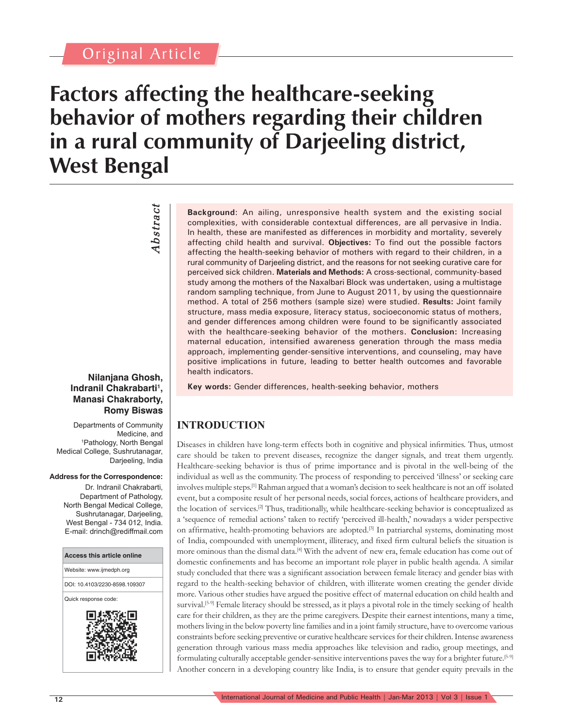Original Article

# Factors affecting the healthcare-seeking behavior of mothers regarding their children in a rural community of Darjeeling district, West Bengal

**Nilanjana Ghosh, Indranil Chakrabarti[1], Manasi Chakraborty, Romy Biswas**

Departments of Community Medicine, and [1]Pathology, North Bengal Medical College, Sushrutanagar, Darjeeling, India

**Address for the Correspondence:**
Dr. Indranil Chakrabarti, Department of Pathology, North Bengal Medical College, Sushrutanagar, Darjeeling, West Bengal - 734 012, India.
E-mail: drinch@rediffmail.com

| Access this article online |
|---|
| Website: www.ijmedph.org |
| DOI: 10.4103/2230-8598.109307 |
| Quick response code: |

## Abstract

**Background**: An ailing, unresponsive health system and the existing social complexities, with considerable contextual differences, are all pervasive in India. In health, these are manifested as differences in morbidity and mortality, severely affecting child health and survival. **Objectives:** To find out the possible factors affecting the health-seeking behavior of mothers with regard to their children, in a rural community of Darjeeling district, and the reasons for not seeking curative care for perceived sick children. **Materials and Methods:** A cross-sectional, community-based study among the mothers of the Naxalbari Block was undertaken, using a multistage random sampling technique, from June to August 2011, by using the questionnaire method. A total of 256 mothers (sample size) were studied. **Results:** Joint family structure, mass media exposure, literacy status, socioeconomic status of mothers, and gender differences among children were found to be significantly associated with the healthcare-seeking behavior of the mothers. **Conclusion:** Increasing maternal education, intensified awareness generation through the mass media approach, implementing gender-sensitive interventions, and counseling, may have positive implications in future, leading to better health outcomes and favorable health indicators.

**Key words:** Gender differences, health-seeking behavior, mothers

## INTRODUCTION

Diseases in children have long-term effects both in cognitive and physical infirmities. Thus, utmost care should be taken to prevent diseases, recognize the danger signals, and treat them urgently. Healthcare-seeking behavior is thus of prime importance and is pivotal in the well-being of the individual as well as the community. The process of responding to perceived 'illness' or seeking care involves multiple steps.[1] Rahman argued that a woman's decision to seek healthcare is not an off isolated event, but a composite result of her personal needs, social forces, actions of healthcare providers, and the location of services.[2] Thus, traditionally, while healthcare-seeking behavior is conceptualized as a 'sequence of remedial actions' taken to rectify 'perceived ill-health,' nowadays a wider perspective on affirmative, health-promoting behaviors are adopted.[3] In patriarchal systems, dominating most of India, compounded with unemployment, illiteracy, and fixed firm cultural beliefs the situation is more ominous than the dismal data.[4] With the advent of new era, female education has come out of domestic confinements and has become an important role player in public health agenda. A similar study concluded that there was a significant association between female literacy and gender bias with regard to the health-seeking behavior of children, with illiterate women creating the gender divide more. Various other studies have argued the positive effect of maternal education on child health and survival.[5-9] Female literacy should be stressed, as it plays a pivotal role in the timely seeking of health care for their children, as they are the prime caregivers. Despite their earnest intentions, many a time, mothers living in the below poverty line families and in a joint family structure, have to overcome various constraints before seeking preventive or curative healthcare services for their children. Intense awareness generation through various mass media approaches like television and radio, group meetings, and formulating culturally acceptable gender-sensitive interventions paves the way for a brighter future.[5-9] Another concern in a developing country like India, is to ensure that gender equity prevails in the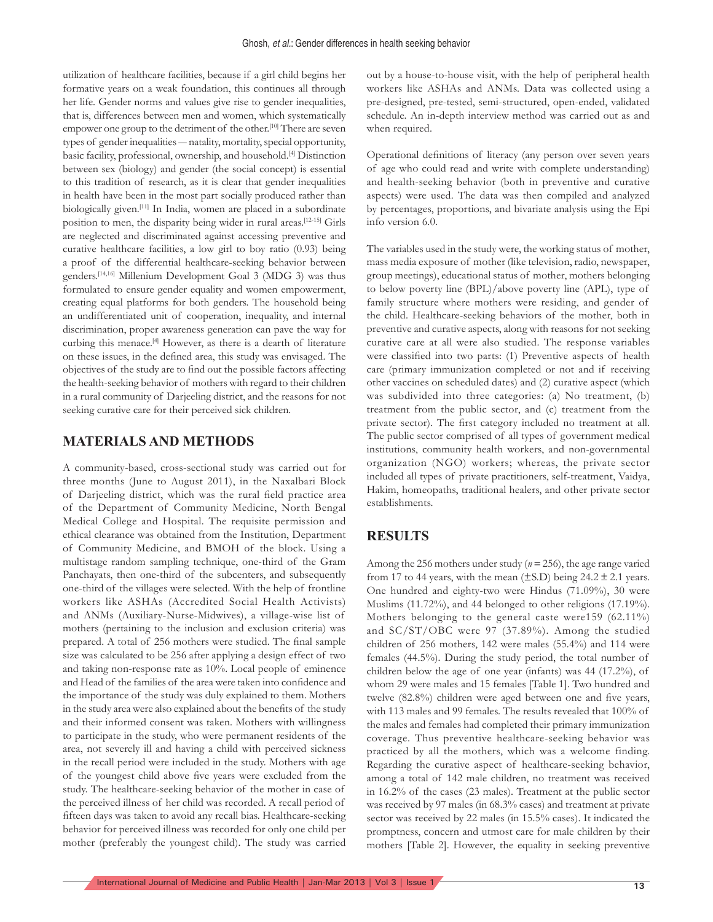utilization of healthcare facilities, because if a girl child begins her formative years on a weak foundation, this continues all through her life. Gender norms and values give rise to gender inequalities, that is, differences between men and women, which systematically empower one group to the detriment of the other.[10] There are seven types of gender inequalities — natality, mortality, special opportunity, basic facility, professional, ownership, and household.[4] Distinction between sex (biology) and gender (the social concept) is essential to this tradition of research, as it is clear that gender inequalities in health have been in the most part socially produced rather than biologically given.[11] In India, women are placed in a subordinate position to men, the disparity being wider in rural areas.[12-15] Girls are neglected and discriminated against accessing preventive and curative healthcare facilities, a low girl to boy ratio (0.93) being a proof of the differential healthcare-seeking behavior between genders.[14,16] Millenium Development Goal 3 (MDG 3) was thus formulated to ensure gender equality and women empowerment, creating equal platforms for both genders. The household being an undifferentiated unit of cooperation, inequality, and internal discrimination, proper awareness generation can pave the way for curbing this menace.[4] However, as there is a dearth of literature on these issues, in the defined area, this study was envisaged. The objectives of the study are to find out the possible factors affecting the health-seeking behavior of mothers with regard to their children in a rural community of Darjeeling district, and the reasons for not seeking curative care for their perceived sick children.

## MATERIALS AND METHODS

A community-based, cross-sectional study was carried out for three months (June to August 2011), in the Naxalbari Block of Darjeeling district, which was the rural field practice area of the Department of Community Medicine, North Bengal Medical College and Hospital. The requisite permission and ethical clearance was obtained from the Institution, Department of Community Medicine, and BMOH of the block. Using a multistage random sampling technique, one-third of the Gram Panchayats, then one-third of the subcenters, and subsequently one-third of the villages were selected. With the help of frontline workers like ASHAs (Accredited Social Health Activists) and ANMs (Auxiliary-Nurse-Midwives), a village-wise list of mothers (pertaining to the inclusion and exclusion criteria) was prepared. A total of 256 mothers were studied. The final sample size was calculated to be 256 after applying a design effect of two and taking non-response rate as 10%. Local people of eminence and Head of the families of the area were taken into confidence and the importance of the study was duly explained to them. Mothers in the study area were also explained about the benefits of the study and their informed consent was taken. Mothers with willingness to participate in the study, who were permanent residents of the area, not severely ill and having a child with perceived sickness in the recall period were included in the study. Mothers with age of the youngest child above five years were excluded from the study. The healthcare-seeking behavior of the mother in case of the perceived illness of her child was recorded. A recall period of fifteen days was taken to avoid any recall bias. Healthcare-seeking behavior for perceived illness was recorded for only one child per mother (preferably the youngest child). The study was carried out by a house-to-house visit, with the help of peripheral health workers like ASHAs and ANMs. Data was collected using a pre-designed, pre-tested, semi-structured, open-ended, validated schedule. An in-depth interview method was carried out as and when required.

Operational definitions of literacy (any person over seven years of age who could read and write with complete understanding) and health-seeking behavior (both in preventive and curative aspects) were used. The data was then compiled and analyzed by percentages, proportions, and bivariate analysis using the Epi info version 6.0.

The variables used in the study were, the working status of mother, mass media exposure of mother (like television, radio, newspaper, group meetings), educational status of mother, mothers belonging to below poverty line (BPL)/above poverty line (APL), type of family structure where mothers were residing, and gender of the child. Healthcare-seeking behaviors of the mother, both in preventive and curative aspects, along with reasons for not seeking curative care at all were also studied. The response variables were classified into two parts: (1) Preventive aspects of health care (primary immunization completed or not and if receiving other vaccines on scheduled dates) and (2) curative aspect (which was subdivided into three categories: (a) No treatment, (b) treatment from the public sector, and (c) treatment from the private sector). The first category included no treatment at all. The public sector comprised of all types of government medical institutions, community health workers, and non-governmental organization (NGO) workers; whereas, the private sector included all types of private practitioners, self-treatment, Vaidya, Hakim, homeopaths, traditional healers, and other private sector establishments.

## RESULTS

Among the 256 mothers under study ($n = 256$), the age range varied from 17 to 44 years, with the mean (±S.D) being 24.2 ± 2.1 years. One hundred and eighty-two were Hindus (71.09%), 30 were Muslims (11.72%), and 44 belonged to other religions (17.19%). Mothers belonging to the general caste were159 (62.11%) and SC/ST/OBC were 97 (37.89%). Among the studied children of 256 mothers, 142 were males (55.4%) and 114 were females (44.5%). During the study period, the total number of children below the age of one year (infants) was 44 (17.2%), of whom 29 were males and 15 females [Table 1]. Two hundred and twelve (82.8%) children were aged between one and five years, with 113 males and 99 females. The results revealed that 100% of the males and females had completed their primary immunization coverage. Thus preventive healthcare-seeking behavior was practiced by all the mothers, which was a welcome finding. Regarding the curative aspect of healthcare-seeking behavior, among a total of 142 male children, no treatment was received in 16.2% of the cases (23 males). Treatment at the public sector was received by 97 males (in 68.3% cases) and treatment at private sector was received by 22 males (in 15.5% cases). It indicated the promptness, concern and utmost care for male children by their mothers [Table 2]. However, the equality in seeking preventive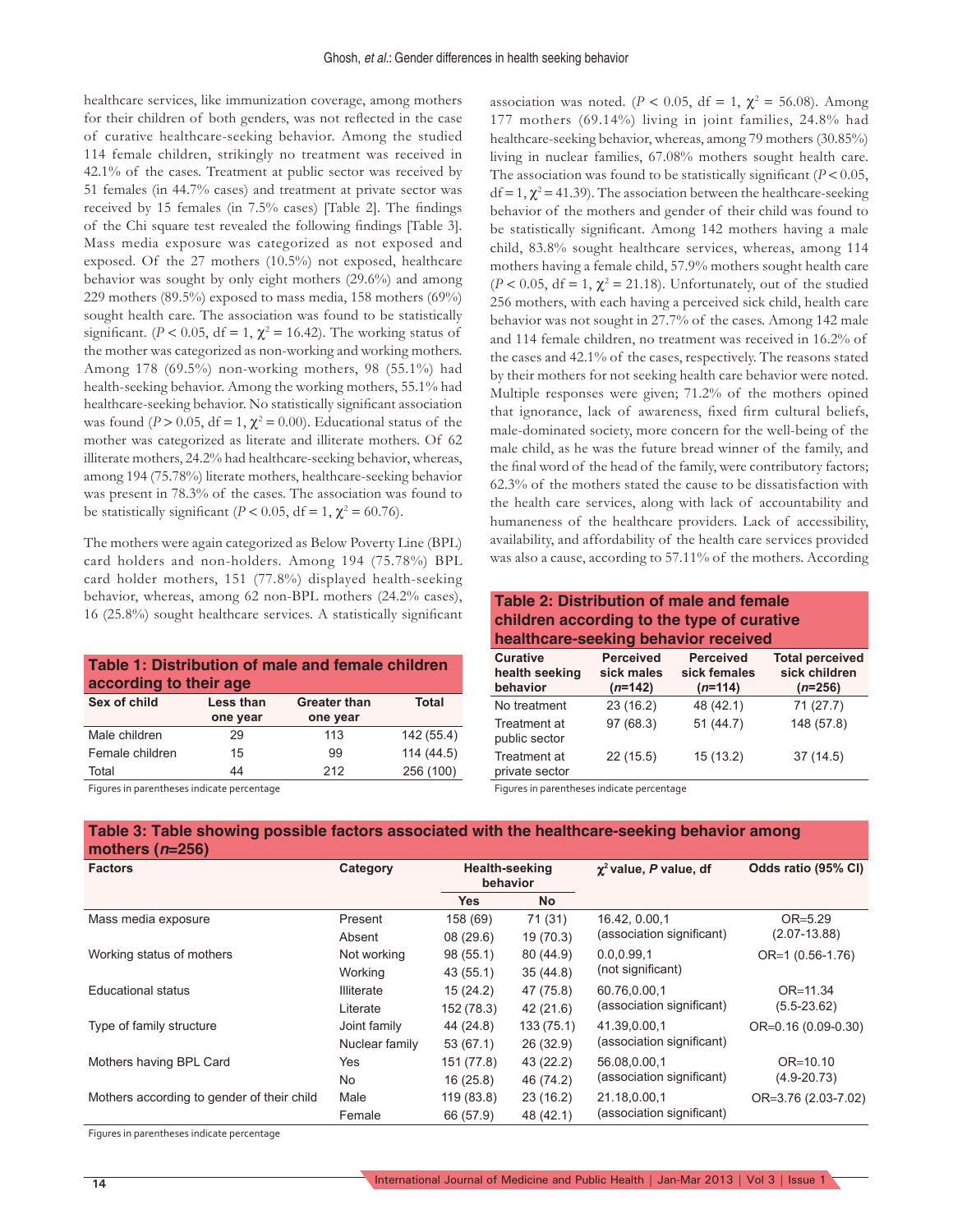healthcare services, like immunization coverage, among mothers for their children of both genders, was not reflected in the case of curative healthcare-seeking behavior. Among the studied 114 female children, strikingly no treatment was received in 42.1% of the cases. Treatment at public sector was received by 51 females (in 44.7% cases) and treatment at private sector was received by 15 females (in 7.5% cases) [Table 2]. The findings of the Chi square test revealed the following findings [Table 3]. Mass media exposure was categorized as not exposed and exposed. Of the 27 mothers (10.5%) not exposed, healthcare behavior was sought by only eight mothers (29.6%) and among 229 mothers (89.5%) exposed to mass media, 158 mothers (69%) sought health care. The association was found to be statistically significant. ($P < 0.05$, df = 1, $\chi^2 = 16.42$). The working status of the mother was categorized as non-working and working mothers. Among 178 (69.5%) non-working mothers, 98 (55.1%) had health-seeking behavior. Among the working mothers, 55.1% had healthcare-seeking behavior. No statistically significant association was found ($P > 0.05$, df = 1, $\chi^2 = 0.00$). Educational status of the mother was categorized as literate and illiterate mothers. Of 62 illiterate mothers, 24.2% had healthcare-seeking behavior, whereas, among 194 (75.78%) literate mothers, healthcare-seeking behavior was present in 78.3% of the cases. The association was found to be statistically significant ($P < 0.05$, df = 1, $\chi^2 = 60.76$).

The mothers were again categorized as Below Poverty Line (BPL) card holders and non-holders. Among 194 (75.78%) BPL card holder mothers, 151 (77.8%) displayed health-seeking behavior, whereas, among 62 non-BPL mothers (24.2% cases), 16 (25.8%) sought healthcare services. A statistically significant association was noted. ($P < 0.05$, df = 1, $\chi^2 = 56.08$). Among 177 mothers (69.14%) living in joint families, 24.8% had healthcare-seeking behavior, whereas, among 79 mothers (30.85%) living in nuclear families, 67.08% mothers sought health care. The association was found to be statistically significant ($P < 0.05$, df = 1, $\chi^2 = 41.39$). The association between the healthcare-seeking behavior of the mothers and gender of their child was found to be statistically significant. Among 142 mothers having a male child, 83.8% sought healthcare services, whereas, among 114 mothers having a female child, 57.9% mothers sought health care ($P < 0.05$, df = 1, $\chi^2 = 21.18$). Unfortunately, out of the studied 256 mothers, with each having a perceived sick child, health care behavior was not sought in 27.7% of the cases. Among 142 male and 114 female children, no treatment was received in 16.2% of the cases and 42.1% of the cases, respectively. The reasons stated by their mothers for not seeking health care behavior were noted. Multiple responses were given; 71.2% of the mothers opined that ignorance, lack of awareness, fixed firm cultural beliefs, male-dominated society, more concern for the well-being of the male child, as he was the future bread winner of the family, and the final word of the head of the family, were contributory factors; 62.3% of the mothers stated the cause to be dissatisfaction with the health care services, along with lack of accountability and humaneness of the healthcare providers. Lack of accessibility, availability, and affordability of the health care services provided was also a cause, according to 57.11% of the mothers. According

**Table 1: Distribution of male and female children according to their age**

| Sex of child | Less than one year | Greater than one year | Total |
|---|---|---|---|
| Male children | 29 | 113 | 142 (55.4) |
| Female children | 15 | 99 | 114 (44.5) |
| Total | 44 | 212 | 256 (100) |

Figures in parentheses indicate percentage

**Table 2: Distribution of male and female children according to the type of curative healthcare-seeking behavior received**

| Curative health seeking behavior | Perceived sick males (*n*=142) | Perceived sick females (*n*=114) | Total perceived sick children (*n*=256) |
|---|---|---|---|
| No treatment | 23 (16.2) | 48 (42.1) | 71 (27.7) |
| Treatment at public sector | 97 (68.3) | 51 (44.7) | 148 (57.8) |
| Treatment at private sector | 22 (15.5) | 15 (13.2) | 37 (14.5) |

Figures in parentheses indicate percentage

**Table 3: Table showing possible factors associated with the healthcare-seeking behavior among mothers (*n*=256)**

| Factors | Category | Health-seeking behavior | | $\chi^2$ value, *P* value, df | Odds ratio (95% CI) |
|---|---|---|---|---|---|
| | | Yes | No | | |
| Mass media exposure | Present | 158 (69) | 71 (31) | 16.42, 0.00,1 | OR=5.29 |
| | Absent | 08 (29.6) | 19 (70.3) | (association significant) | (2.07-13.88) |
| Working status of mothers | Not working | 98 (55.1) | 80 (44.9) | 0.0,0.99,1 | OR=1 (0.56-1.76) |
| | Working | 43 (55.1) | 35 (44.8) | (not significant) | |
| Educational status | Illiterate | 15 (24.2) | 47 (75.8) | 60.76,0.00,1 | OR=11.34 |
| | Literate | 152 (78.3) | 42 (21.6) | (association significant) | (5.5-23.62) |
| Type of family structure | Joint family | 44 (24.8) | 133 (75.1) | 41.39,0.00,1 | OR=0.16 (0.09-0.30) |
| | Nuclear family | 53 (67.1) | 26 (32.9) | (association significant) | |
| Mothers having BPL Card | Yes | 151 (77.8) | 43 (22.2) | 56.08,0.00,1 | OR=10.10 |
| | No | 16 (25.8) | 46 (74.2) | (association significant) | (4.9-20.73) |
| Mothers according to gender of their child | Male | 119 (83.8) | 23 (16.2) | 21.18,0.00,1 | OR=3.76 (2.03-7.02) |
| | Female | 66 (57.9) | 48 (42.1) | (association significant) | |

Figures in parentheses indicate percentage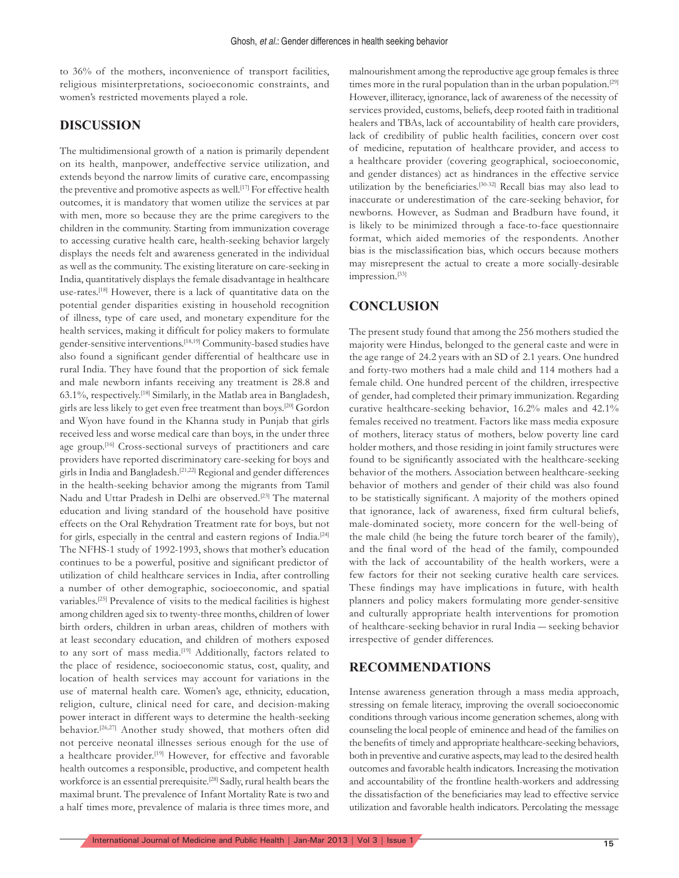to 36% of the mothers, inconvenience of transport facilities, religious misinterpretations, socioeconomic constraints, and women's restricted movements played a role.

## DISCUSSION

The multidimensional growth of a nation is primarily dependent on its health, manpower, andeffective service utilization, and extends beyond the narrow limits of curative care, encompassing the preventive and promotive aspects as well.[17] For effective health outcomes, it is mandatory that women utilize the services at par with men, more so because they are the prime caregivers to the children in the community. Starting from immunization coverage to accessing curative health care, health-seeking behavior largely displays the needs felt and awareness generated in the individual as well as the community. The existing literature on care-seeking in India, quantitatively displays the female disadvantage in healthcare use-rates.[18] However, there is a lack of quantitative data on the potential gender disparities existing in household recognition of illness, type of care used, and monetary expenditure for the health services, making it difficult for policy makers to formulate gender-sensitive interventions.[18,19] Community-based studies have also found a significant gender differential of healthcare use in rural India. They have found that the proportion of sick female and male newborn infants receiving any treatment is 28.8 and 63.1%, respectively.[18] Similarly, in the Matlab area in Bangladesh, girls are less likely to get even free treatment than boys.[20] Gordon and Wyon have found in the Khanna study in Punjab that girls received less and worse medical care than boys, in the under three age group.[16] Cross-sectional surveys of practitioners and care providers have reported discriminatory care-seeking for boys and girls in India and Bangladesh.[21,22] Regional and gender differences in the health-seeking behavior among the migrants from Tamil Nadu and Uttar Pradesh in Delhi are observed.[23] The maternal education and living standard of the household have positive effects on the Oral Rehydration Treatment rate for boys, but not for girls, especially in the central and eastern regions of India.[24] The NFHS-1 study of 1992-1993, shows that mother's education continues to be a powerful, positive and significant predictor of utilization of child healthcare services in India, after controlling a number of other demographic, socioeconomic, and spatial variables.[25] Prevalence of visits to the medical facilities is highest among children aged six to twenty-three months, children of lower birth orders, children in urban areas, children of mothers with at least secondary education, and children of mothers exposed to any sort of mass media.[19] Additionally, factors related to the place of residence, socioeconomic status, cost, quality, and location of health services may account for variations in the use of maternal health care. Women's age, ethnicity, education, religion, culture, clinical need for care, and decision-making power interact in different ways to determine the health-seeking behavior.[26,27] Another study showed, that mothers often did not perceive neonatal illnesses serious enough for the use of a healthcare provider.[19] However, for effective and favorable health outcomes a responsible, productive, and competent health workforce is an essential prerequisite.[28] Sadly, rural health bears the maximal brunt. The prevalence of Infant Mortality Rate is two and a half times more, prevalence of malaria is three times more, and malnourishment among the reproductive age group females is three times more in the rural population than in the urban population.[29] However, illiteracy, ignorance, lack of awareness of the necessity of services provided, customs, beliefs, deep rooted faith in traditional healers and TBAs, lack of accountability of health care providers, lack of credibility of public health facilities, concern over cost of medicine, reputation of healthcare provider, and access to a healthcare provider (covering geographical, socioeconomic, and gender distances) act as hindrances in the effective service utilization by the beneficiaries.[30-32] Recall bias may also lead to inaccurate or underestimation of the care-seeking behavior, for newborns. However, as Sudman and Bradburn have found, it is likely to be minimized through a face-to-face questionnaire format, which aided memories of the respondents. Another bias is the misclassification bias, which occurs because mothers may misrepresent the actual to create a more socially-desirable impression.[33]

## CONCLUSION

The present study found that among the 256 mothers studied the majority were Hindus, belonged to the general caste and were in the age range of 24.2 years with an SD of 2.1 years. One hundred and forty-two mothers had a male child and 114 mothers had a female child. One hundred percent of the children, irrespective of gender, had completed their primary immunization. Regarding curative healthcare-seeking behavior, 16.2% males and 42.1% females received no treatment. Factors like mass media exposure of mothers, literacy status of mothers, below poverty line card holder mothers, and those residing in joint family structures were found to be significantly associated with the healthcare-seeking behavior of the mothers. Association between healthcare-seeking behavior of mothers and gender of their child was also found to be statistically significant. A majority of the mothers opined that ignorance, lack of awareness, fixed firm cultural beliefs, male-dominated society, more concern for the well-being of the male child (he being the future torch bearer of the family), and the final word of the head of the family, compounded with the lack of accountability of the health workers, were a few factors for their not seeking curative health care services. These findings may have implications in future, with health planners and policy makers formulating more gender-sensitive and culturally appropriate health interventions for promotion of healthcare-seeking behavior in rural India — seeking behavior irrespective of gender differences.

## RECOMMENDATIONS

Intense awareness generation through a mass media approach, stressing on female literacy, improving the overall socioeconomic conditions through various income generation schemes, along with counseling the local people of eminence and head of the families on the benefits of timely and appropriate healthcare-seeking behaviors, both in preventive and curative aspects, may lead to the desired health outcomes and favorable health indicators. Increasing the motivation and accountability of the frontline health-workers and addressing the dissatisfaction of the beneficiaries may lead to effective service utilization and favorable health indicators. Percolating the message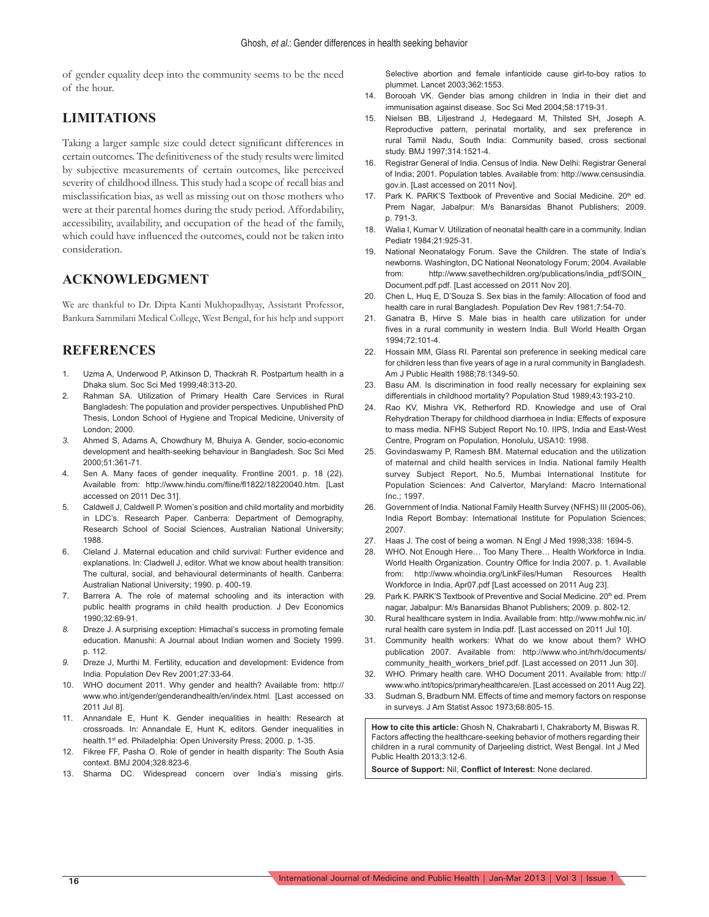of gender equality deep into the community seems to be the need of the hour.

## LIMITATIONS

Taking a larger sample size could detect significant differences in certain outcomes. The definitiveness of the study results were limited by subjective measurements of certain outcomes, like perceived severity of childhood illness. This study had a scope of recall bias and misclassification bias, as well as missing out on those mothers who were at their parental homes during the study period. Affordability, accessibility, availability, and occupation of the head of the family, which could have influenced the outcomes, could not be taken into consideration.

## ACKNOWLEDGMENT

We are thankful to Dr. Dipta Kanti Mukhopadhyay, Assistant Professor, Bankura Sammilani Medical College, West Bengal, for his help and support

## REFERENCES

1. Uzma A, Underwood P, Atkinson D, Thackrah R. Postpartum health in a Dhaka slum. Soc Sci Med 1999;48:313-20.
2. Rahman SA. Utilization of Primary Health Care Services in Rural Bangladesh: The population and provider perspectives. Unpublished PhD Thesis, London School of Hygiene and Tropical Medicine, University of London; 2000.
3. Ahmed S, Adams A, Chowdhury M, Bhuiya A. Gender, socio-economic development and health-seeking behaviour in Bangladesh. Soc Sci Med 2000;51:361-71.
4. Sen A. Many faces of gender inequality. Frontline 2001. p. 18 (22). Available from: http://www.hindu.com/fline/fl1822/18220040.htm. [Last accessed on 2011 Dec 31].
5. Caldwell J, Caldwell P. Women's position and child mortality and morbidity in LDC's. Research Paper. Canberra: Department of Demography, Research School of Social Sciences, Australian National University; 1988.
6. Cleland J. Maternal education and child survival: Further evidence and explanations. In: Cladwell J, editor. What we know about health transition: The cultural, social, and behavioural determinants of health. Canberra: Australian National University; 1990. p. 400-19.
7. Barrera A. The role of maternal schooling and its interaction with public health programs in child health production. J Dev Economics 1990;32:69-91.
8. Dreze J. A surprising exception: Himachal's success in promoting female education. Manushi: A Journal about Indian women and Society 1999. p. 112.
9. Dreze J, Murthi M. Fertility, education and development: Evidence from India. Population Dev Rev 2001;27:33-64.
10. WHO document 2011. Why gender and health? Available from: http://www.who.int/gender/genderandhealth/en/index.html. [Last accessed on 2011 Jul 8].
11. Annandale E, Hunt K. Gender inequalities in health: Research at crossroads. In: Annandale E, Hunt K, editors. Gender inequalities in health.1st ed. Philadelphia: Open University Press; 2000. p. 1-35.
12. Fikree FF, Pasha O. Role of gender in health disparity: The South Asia context. BMJ 2004;328:823-6.
13. Sharma DC. Widespread concern over India's missing girls. Selective abortion and female infanticide cause girl-to-boy ratios to plummet. Lancet 2003;362:1553.
14. Borooah VK. Gender bias among children in India in their diet and immunisation against disease. Soc Sci Med 2004;58:1719-31.
15. Nielsen BB, Liljestrand J, Hedegaard M, Thilsted SH, Joseph A. Reproductive pattern, perinatal mortality, and sex preference in rural Tamil Nadu, South India: Community based, cross sectional study. BMJ 1997;314:1521-4.
16. Registrar General of India. Census of India. New Delhi: Registrar General of India; 2001. Population tables. Available from: http://www.censusindia.gov.in. [Last accessed on 2011 Nov].
17. Park K. PARK'S Textbook of Preventive and Social Medicine. 20th ed. Prem Nagar, Jabalpur: M/s Banarsidas Bhanot Publishers; 2009. p. 791-3.
18. Walia I, Kumar V. Utilization of neonatal health care in a community. Indian Pediatr 1984;21:925-31.
19. National Neonatalogy Forum. Save the Children. The state of India's newborns. Washington, DC National Neonatology Forum; 2004. Available from: http://www.savethechildren.org/publications/india_pdf/SOIN_Document.pdf.pdf. [Last accessed on 2011 Nov 20].
20. Chen L, Huq E, D'Souza S. Sex bias in the family: Allocation of food and health care in rural Bangladesh. Population Dev Rev 1981;7:54-70.
21. Ganatra B, Hirve S. Male bias in health care utilization for under fives in a rural community in western India. Bull World Health Organ 1994;72:101-4.
22. Hossain MM, Glass RI. Parental son preference in seeking medical care for children less than five years of age in a rural community in Bangladesh. Am J Public Health 1988;78:1349-50.
23. Basu AM. Is discrimination in food really necessary for explaining sex differentials in childhood mortality? Population Stud 1989;43:193-210.
24. Rao KV, Mishra VK, Retherford RD. Knowledge and use of Oral Rehydration Therapy for childhood diarrhoea in India: Effects of exposure to mass media. NFHS Subject Report No.10. IIPS, India and East-West Centre, Program on Population, Honolulu, USA10: 1998.
25. Govindaswamy P, Ramesh BM. Maternal education and the utilization of maternal and child health services in India. National family Health survey Subject Report, No.5, Mumbai International Institute for Population Sciences: And Calvertor, Maryland: Macro International Inc.; 1997.
26. Government of India. National Family Health Survey (NFHS) III (2005-06), India Report Bombay: International Institute for Population Sciences; 2007.
27. Haas J. The cost of being a woman. N Engl J Med 1998;338: 1694-5.
28. WHO. Not Enough Here… Too Many There… Health Workforce in India. World Health Organization. Country Office for India 2007. p. 1. Available from: http://www.whoindia.org/LinkFiles/Human Resources Health Workforce in India, Apr07.pdf [Last accessed on 2011 Aug 23].
29. Park K. PARK'S Textbook of Preventive and Social Medicine. 20th ed. Prem nagar, Jabalpur: M/s Banarsidas Bhanot Publishers; 2009. p. 802-12.
30. Rural healthcare system in India. Available from: http://www.mohfw.nic.in/rural health care system in India.pdf. [Last accessed on 2011 Jul 10].
31. Community health workers: What do we know about them? WHO publication 2007. Available from: http://www.who.int/hrh/documents/community_health_workers_brief.pdf. [Last accessed on 2011 Jun 30].
32. WHO. Primary health care. WHO Document 2011. Available from: http://www.who.int/topics/primaryhealthcare/en. [Last accessed on 2011 Aug 22].
33. Sudman S, Bradburn NM. Effects of time and memory factors on response in surveys. J Am Statist Assoc 1973;68:805-15.

**How to cite this article:** Ghosh N, Chakrabarti I, Chakraborty M, Biswas R. Factors affecting the healthcare-seeking behavior of mothers regarding their children in a rural community of Darjeeling district, West Bengal. Int J Med Public Health 2013;3:12-6.

**Source of Support:** Nil, **Conflict of Interest:** None declared.